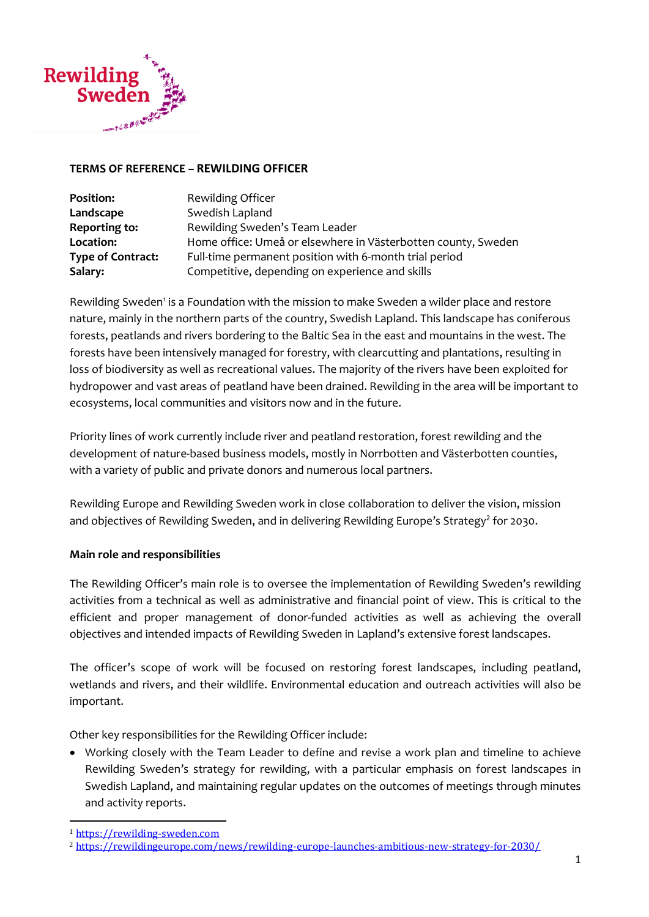**TERMS OF REFERENCE – REWILDING OFFICER**

| | |
|---|---|
| **Position:** | Rewilding Officer |
| **Landscape** | Swedish Lapland |
| **Reporting to:** | Rewilding Sweden's Team Leader |
| **Location:** | Home office: Umeå or elsewhere in Västerbotten county, Sweden |
| **Type of Contract:** | Full-time permanent position with 6-month trial period |
| **Salary:** | Competitive, depending on experience and skills |

Rewilding Sweden[1] is a Foundation with the mission to make Sweden a wilder place and restore nature, mainly in the northern parts of the country, Swedish Lapland. This landscape has coniferous forests, peatlands and rivers bordering to the Baltic Sea in the east and mountains in the west. The forests have been intensively managed for forestry, with clearcutting and plantations, resulting in loss of biodiversity as well as recreational values. The majority of the rivers have been exploited for hydropower and vast areas of peatland have been drained. Rewilding in the area will be important to ecosystems, local communities and visitors now and in the future.

Priority lines of work currently include river and peatland restoration, forest rewilding and the development of nature-based business models, mostly in Norrbotten and Västerbotten counties, with a variety of public and private donors and numerous local partners.

Rewilding Europe and Rewilding Sweden work in close collaboration to deliver the vision, mission and objectives of Rewilding Sweden, and in delivering Rewilding Europe's Strategy[2] for 2030.

**Main role and responsibilities**

The Rewilding Officer's main role is to oversee the implementation of Rewilding Sweden's rewilding activities from a technical as well as administrative and financial point of view. This is critical to the efficient and proper management of donor-funded activities as well as achieving the overall objectives and intended impacts of Rewilding Sweden in Lapland's extensive forest landscapes.

The officer's scope of work will be focused on restoring forest landscapes, including peatland, wetlands and rivers, and their wildlife. Environmental education and outreach activities will also be important.

Other key responsibilities for the Rewilding Officer include:

- Working closely with the Team Leader to define and revise a work plan and timeline to achieve Rewilding Sweden's strategy for rewilding, with a particular emphasis on forest landscapes in Swedish Lapland, and maintaining regular updates on the outcomes of meetings through minutes and activity reports.

---

[1] https://rewilding-sweden.com

[2] https://rewildingeurope.com/news/rewilding-europe-launches-ambitious-new-strategy-for-2030/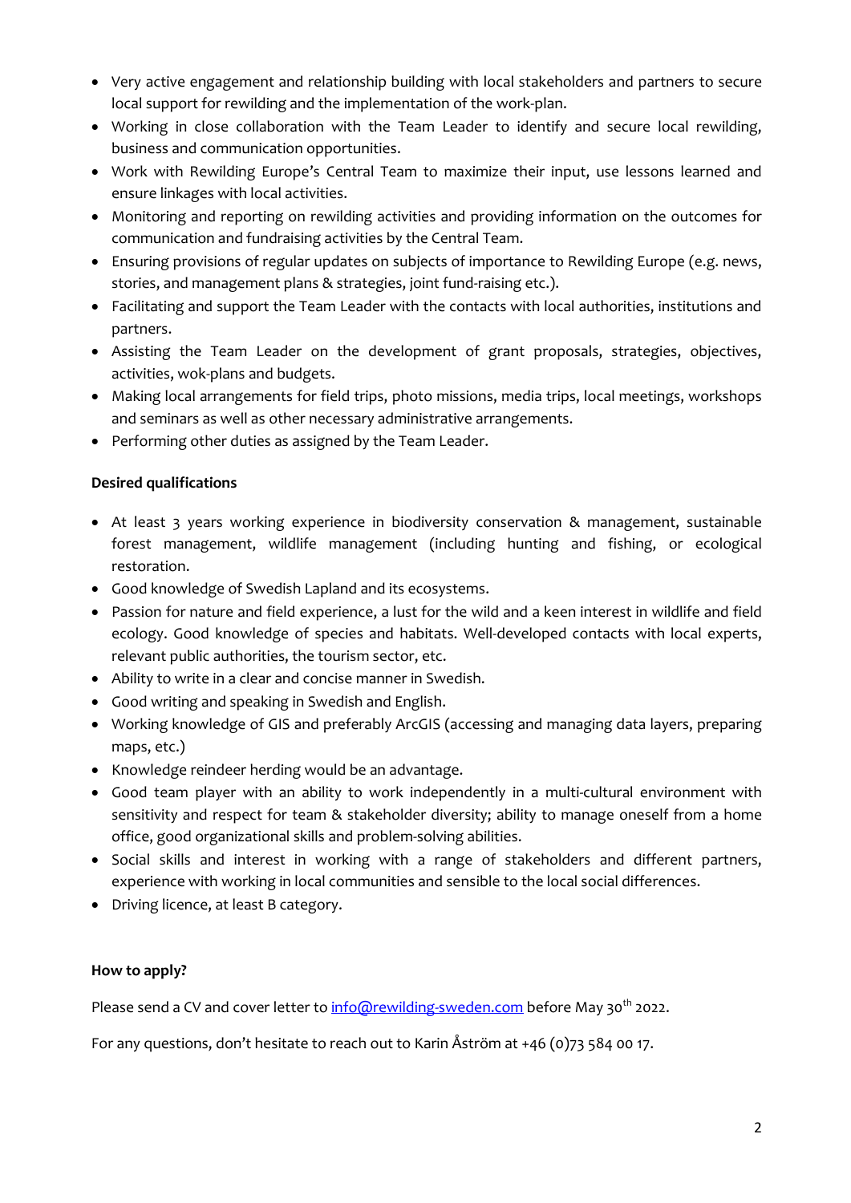- Very active engagement and relationship building with local stakeholders and partners to secure local support for rewilding and the implementation of the work-plan.
- Working in close collaboration with the Team Leader to identify and secure local rewilding, business and communication opportunities.
- Work with Rewilding Europe's Central Team to maximize their input, use lessons learned and ensure linkages with local activities.
- Monitoring and reporting on rewilding activities and providing information on the outcomes for communication and fundraising activities by the Central Team.
- Ensuring provisions of regular updates on subjects of importance to Rewilding Europe (e.g. news, stories, and management plans & strategies, joint fund-raising etc.).
- Facilitating and support the Team Leader with the contacts with local authorities, institutions and partners.
- Assisting the Team Leader on the development of grant proposals, strategies, objectives, activities, wok-plans and budgets.
- Making local arrangements for field trips, photo missions, media trips, local meetings, workshops and seminars as well as other necessary administrative arrangements.
- Performing other duties as assigned by the Team Leader.

**Desired qualifications**

- At least 3 years working experience in biodiversity conservation & management, sustainable forest management, wildlife management (including hunting and fishing, or ecological restoration.
- Good knowledge of Swedish Lapland and its ecosystems.
- Passion for nature and field experience, a lust for the wild and a keen interest in wildlife and field ecology. Good knowledge of species and habitats. Well-developed contacts with local experts, relevant public authorities, the tourism sector, etc.
- Ability to write in a clear and concise manner in Swedish.
- Good writing and speaking in Swedish and English.
- Working knowledge of GIS and preferably ArcGIS (accessing and managing data layers, preparing maps, etc.)
- Knowledge reindeer herding would be an advantage.
- Good team player with an ability to work independently in a multi-cultural environment with sensitivity and respect for team & stakeholder diversity; ability to manage oneself from a home office, good organizational skills and problem-solving abilities.
- Social skills and interest in working with a range of stakeholders and different partners, experience with working in local communities and sensible to the local social differences.
- Driving licence, at least B category.

**How to apply?**

Please send a CV and cover letter to info@rewilding-sweden.com before May 30th 2022.

For any questions, don't hesitate to reach out to Karin Åström at +46 (0)73 584 00 17.